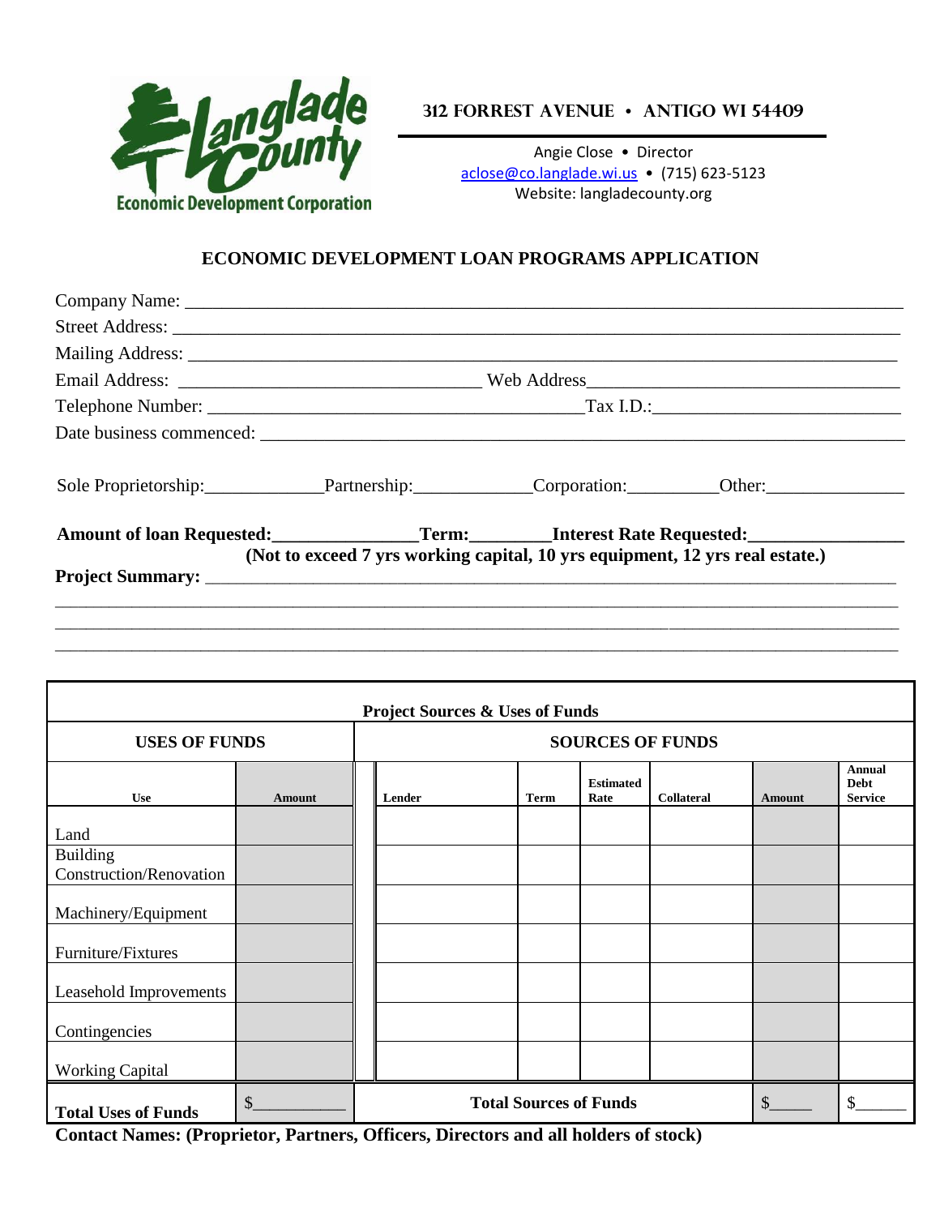Langlade County Economic Development Corporation

**312 FORREST AVENUE • ANTIGO WI 54409**

Angie Close • Director
aclose@co.langlade.wi.us • (715) 623-5123
Website: langladecounty.org

## ECONOMIC DEVELOPMENT LOAN PROGRAMS APPLICATION

Company Name: ______________________________________________________________________

Street Address: ______________________________________________________________________

Mailing Address: _____________________________________________________________________

Email Address: ______________________________ Web Address______________________________

Telephone Number: ______________________________________Tax I.D.:________________________

Date business commenced: ______________________________________________________________

Sole Proprietorship:____________Partnership:____________Corporation:_________Other:______________

**Amount of loan Requested:______________Term:________Interest Rate Requested:_______________**
**(Not to exceed 7 yrs working capital, 10 yrs equipment, 12 yrs real estate.)**

**Project Summary:** ____________________________________________________________________

______________________________________________________________________________________

______________________________________________________________________________________

______________________________________________________________________________________

| **Project Sources & Uses of Funds** | | | | | | | |
|---|---|---|---|---|---|---|---|
| **USES OF FUNDS** | | **SOURCES OF FUNDS** | | | | | |
| **Use** | **Amount** | **Lender** | **Term** | **Estimated Rate** | **Collateral** | **Amount** | **Annual Debt Service** |
| Land | | | | | | | |
| Building Construction/Renovation | | | | | | | |
| Machinery/Equipment | | | | | | | |
| Furniture/Fixtures | | | | | | | |
| Leasehold Improvements | | | | | | | |
| Contingencies | | | | | | | |
| Working Capital | | | | | | | |
| **Total Uses of Funds** | $__________ | **Total Sources of Funds** | | | | $_____ | $______ |

**Contact Names: (Proprietor, Partners, Officers, Directors and all holders of stock)**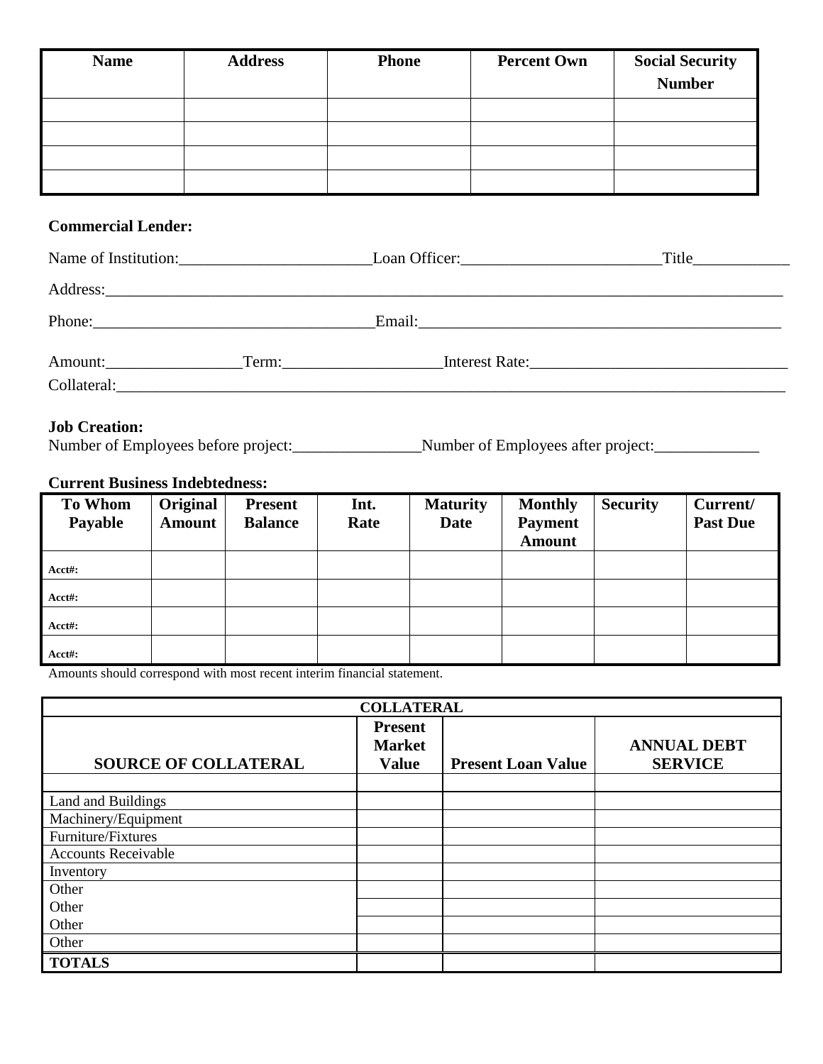| Name | Address | Phone | Percent Own | Social Security Number |
|---|---|---|---|---|
| | | | | |
| | | | | |
| | | | | |
| | | | | |

**Commercial Lender:**

Name of Institution:________________________Loan Officer:_________________________Title____________

Address:___________________________________________________________________________________

Phone:___________________________________Email:______________________________________________

Amount:_________________Term:___________________Interest Rate:________________________________

Collateral:__________________________________________________________________________________

**Job Creation:**

Number of Employees before project:________________Number of Employees after project:_____________

**Current Business Indebtedness:**

| To Whom Payable | Original Amount | Present Balance | Int. Rate | Maturity Date | Monthly Payment Amount | Security | Current/ Past Due |
|---|---|---|---|---|---|---|---|
| Acct#: | | | | | | | |
| Acct#: | | | | | | | |
| Acct#: | | | | | | | |
| Acct#: | | | | | | | |

Amounts should correspond with most recent interim financial statement.

| COLLATERAL | | | |
|---|---|---|---|
| **SOURCE OF COLLATERAL** | **Present Market Value** | **Present Loan Value** | **ANNUAL DEBT SERVICE** |
| | | | |
| Land and Buildings | | | |
| Machinery/Equipment | | | |
| Furniture/Fixtures | | | |
| Accounts Receivable | | | |
| Inventory | | | |
| Other | | | |
| Other | | | |
| Other | | | |
| Other | | | |
| **TOTALS** | | | |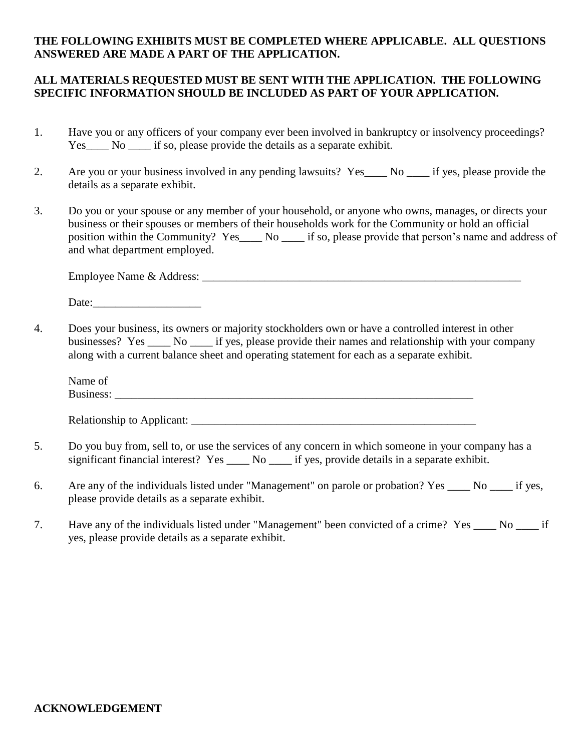**THE FOLLOWING EXHIBITS MUST BE COMPLETED WHERE APPLICABLE. ALL QUESTIONS ANSWERED ARE MADE A PART OF THE APPLICATION.**

**ALL MATERIALS REQUESTED MUST BE SENT WITH THE APPLICATION. THE FOLLOWING SPECIFIC INFORMATION SHOULD BE INCLUDED AS PART OF YOUR APPLICATION.**

1. Have you or any officers of your company ever been involved in bankruptcy or insolvency proceedings? Yes____ No ____ if so, please provide the details as a separate exhibit.

2. Are you or your business involved in any pending lawsuits? Yes____ No ____ if yes, please provide the details as a separate exhibit.

3. Do you or your spouse or any member of your household, or anyone who owns, manages, or directs your business or their spouses or members of their households work for the Community or hold an official position within the Community? Yes____ No ____ if so, please provide that person's name and address of and what department employed.

   Employee Name & Address: ____________________________________________________________

   Date:___________________

4. Does your business, its owners or majority stockholders own or have a controlled interest in other businesses? Yes ____ No ____ if yes, please provide their names and relationship with your company along with a current balance sheet and operating statement for each as a separate exhibit.

   Name of Business: _________________________________________________________________

   Relationship to Applicant: ______________________________________________________

5. Do you buy from, sell to, or use the services of any concern in which someone in your company has a significant financial interest? Yes ____ No ____ if yes, provide details in a separate exhibit.

6. Are any of the individuals listed under "Management" on parole or probation? Yes ____ No ____ if yes, please provide details as a separate exhibit.

7. Have any of the individuals listed under "Management" been convicted of a crime? Yes ____ No ____ if yes, please provide details as a separate exhibit.

**ACKNOWLEDGEMENT**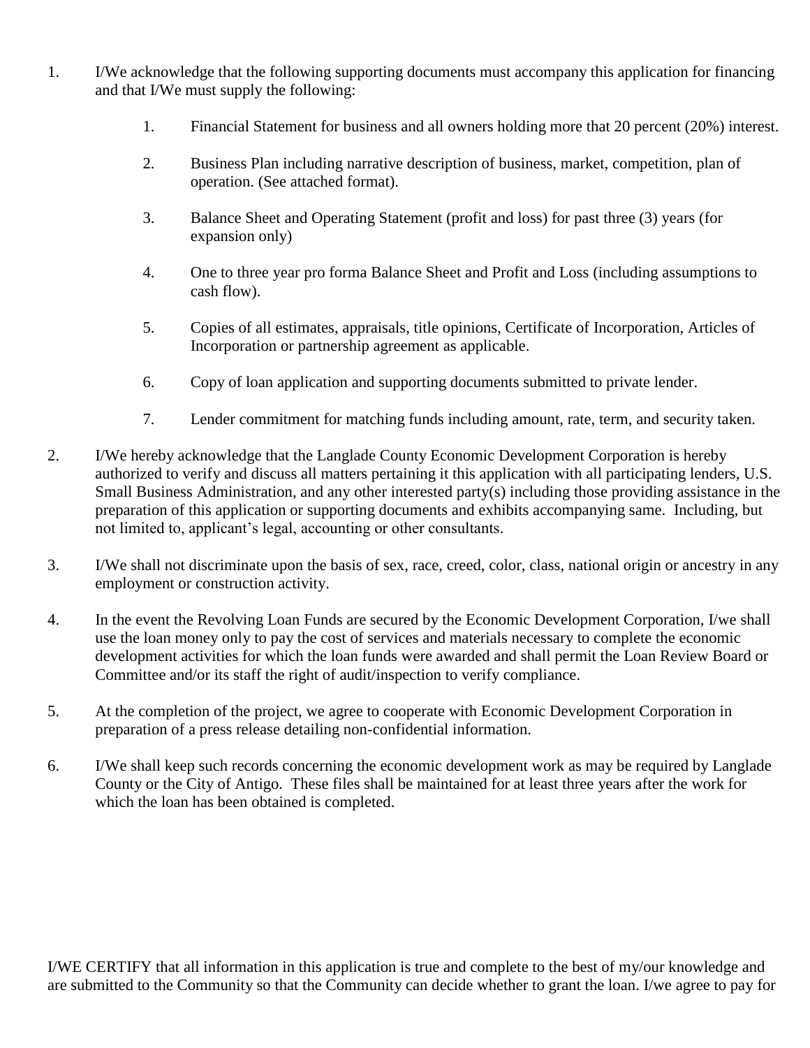1. I/We acknowledge that the following supporting documents must accompany this application for financing and that I/We must supply the following:

    1. Financial Statement for business and all owners holding more that 20 percent (20%) interest.

    2. Business Plan including narrative description of business, market, competition, plan of operation. (See attached format).

    3. Balance Sheet and Operating Statement (profit and loss) for past three (3) years (for expansion only)

    4. One to three year pro forma Balance Sheet and Profit and Loss (including assumptions to cash flow).

    5. Copies of all estimates, appraisals, title opinions, Certificate of Incorporation, Articles of Incorporation or partnership agreement as applicable.

    6. Copy of loan application and supporting documents submitted to private lender.

    7. Lender commitment for matching funds including amount, rate, term, and security taken.

2. I/We hereby acknowledge that the Langlade County Economic Development Corporation is hereby authorized to verify and discuss all matters pertaining it this application with all participating lenders, U.S. Small Business Administration, and any other interested party(s) including those providing assistance in the preparation of this application or supporting documents and exhibits accompanying same. Including, but not limited to, applicant's legal, accounting or other consultants.

3. I/We shall not discriminate upon the basis of sex, race, creed, color, class, national origin or ancestry in any employment or construction activity.

4. In the event the Revolving Loan Funds are secured by the Economic Development Corporation, I/we shall use the loan money only to pay the cost of services and materials necessary to complete the economic development activities for which the loan funds were awarded and shall permit the Loan Review Board or Committee and/or its staff the right of audit/inspection to verify compliance.

5. At the completion of the project, we agree to cooperate with Economic Development Corporation in preparation of a press release detailing non-confidential information.

6. I/We shall keep such records concerning the economic development work as may be required by Langlade County or the City of Antigo. These files shall be maintained for at least three years after the work for which the loan has been obtained is completed.

I/WE CERTIFY that all information in this application is true and complete to the best of my/our knowledge and are submitted to the Community so that the Community can decide whether to grant the loan. I/we agree to pay for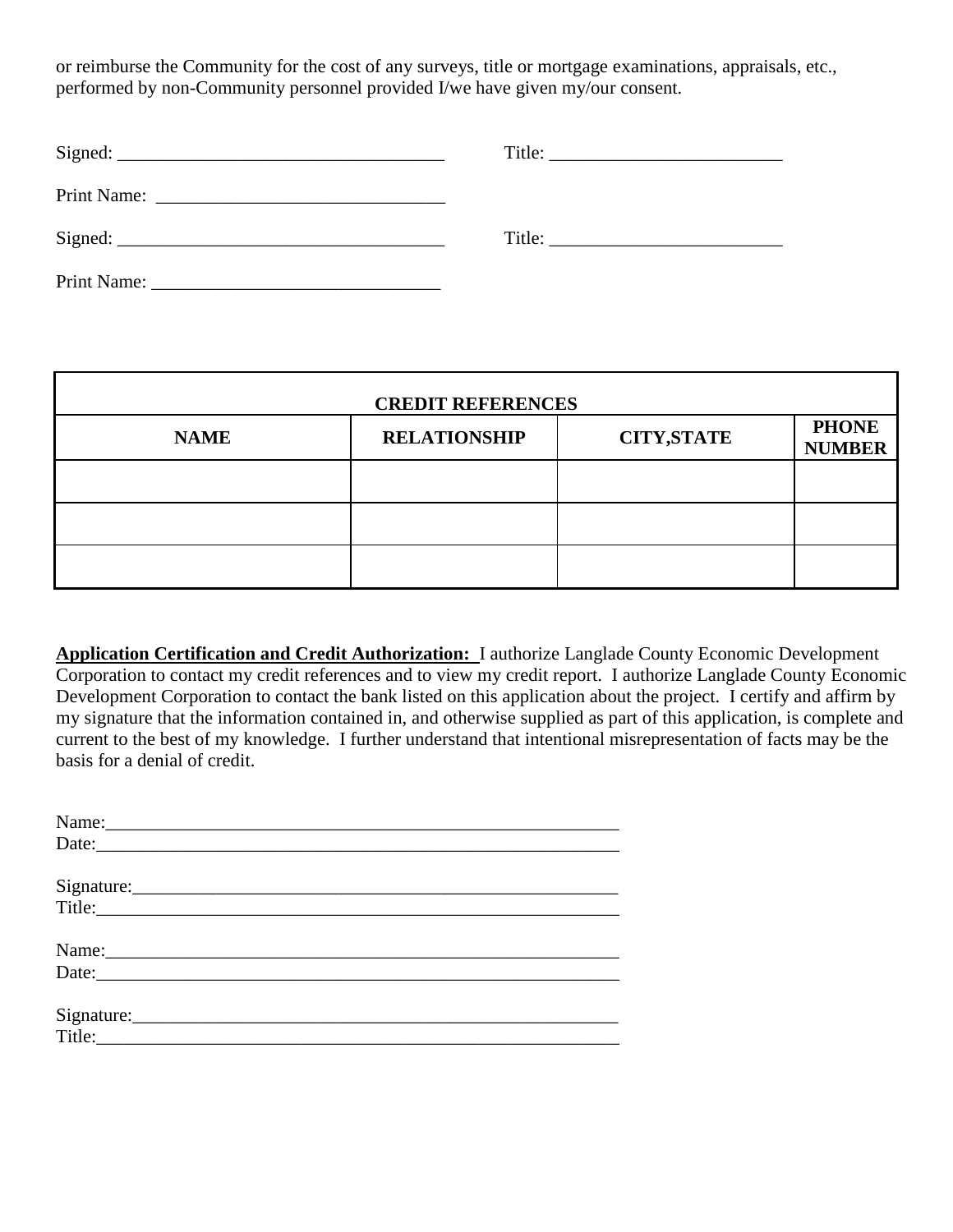or reimburse the Community for the cost of any surveys, title or mortgage examinations, appraisals, etc., performed by non-Community personnel provided I/we have given my/our consent.

Signed: ___________________________________ Title: ________________________

Print Name: ______________________________

Signed: ___________________________________ Title: ________________________

Print Name: ______________________________

| CREDIT REFERENCES | | | |
|---|---|---|---|
| **NAME** | **RELATIONSHIP** | **CITY,STATE** | **PHONE NUMBER** |
| | | | |
| | | | |
| | | | |

**Application Certification and Credit Authorization:** I authorize Langlade County Economic Development Corporation to contact my credit references and to view my credit report. I authorize Langlade County Economic Development Corporation to contact the bank listed on this application about the project. I certify and affirm by my signature that the information contained in, and otherwise supplied as part of this application, is complete and current to the best of my knowledge. I further understand that intentional misrepresentation of facts may be the basis for a denial of credit.

Name:_________________________________________________________
Date:__________________________________________________________

Signature:_____________________________________________________
Title:__________________________________________________________

Name:_________________________________________________________
Date:__________________________________________________________

Signature:_____________________________________________________
Title:__________________________________________________________